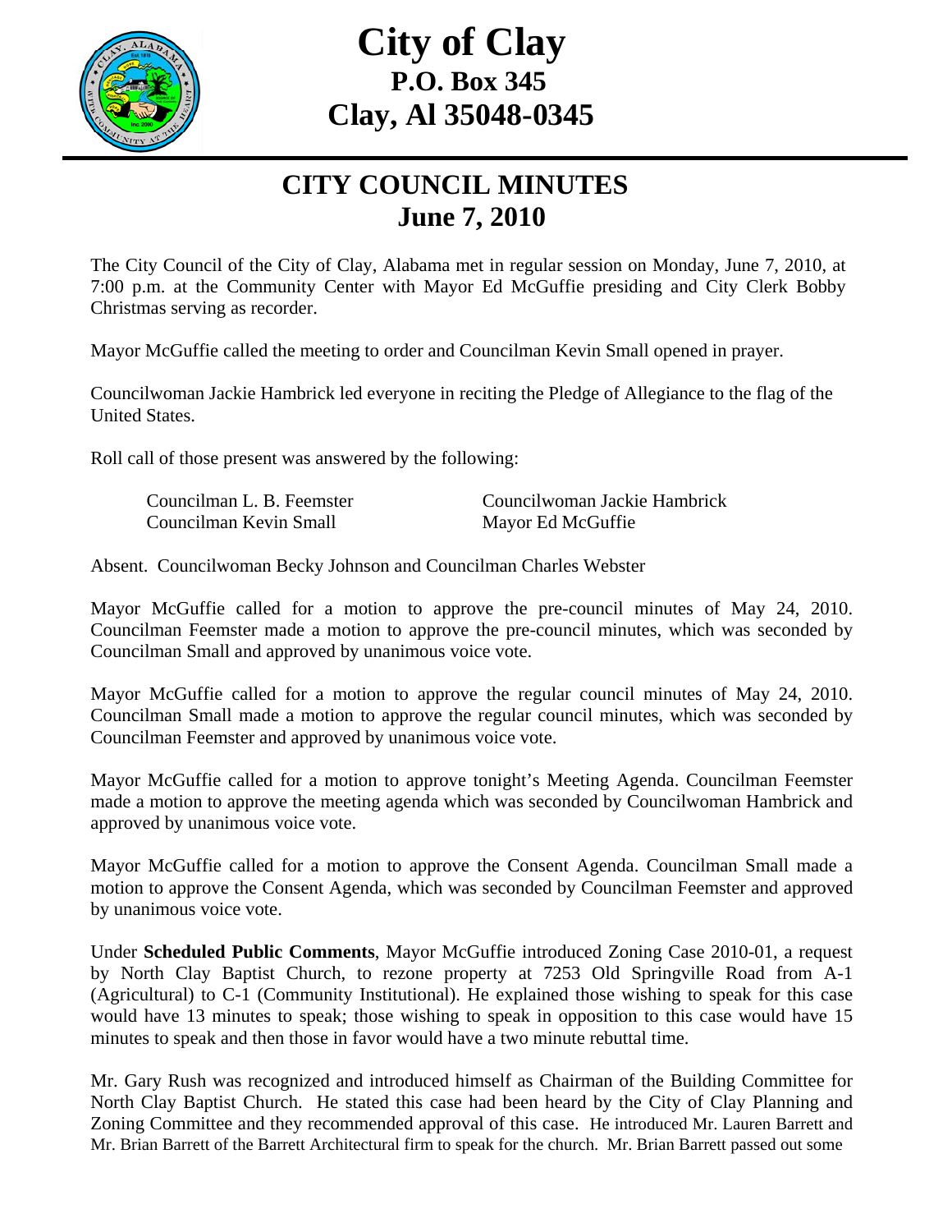# City of Clay

## P.O. Box 345

## Clay, Al 35048-0345

# CITY COUNCIL MINUTES

## June 7, 2010

The City Council of the City of Clay, Alabama met in regular session on Monday, June 7, 2010, at 7:00 p.m. at the Community Center with Mayor Ed McGuffie presiding and City Clerk Bobby Christmas serving as recorder.

Mayor McGuffie called the meeting to order and Councilman Kevin Small opened in prayer.

Councilwoman Jackie Hambrick led everyone in reciting the Pledge of Allegiance to the flag of the United States.

Roll call of those present was answered by the following:

| | |
|---|---|
| Councilman L. B. Feemster | Councilwoman Jackie Hambrick |
| Councilman Kevin Small | Mayor Ed McGuffie |

Absent. Councilwoman Becky Johnson and Councilman Charles Webster

Mayor McGuffie called for a motion to approve the pre-council minutes of May 24, 2010. Councilman Feemster made a motion to approve the pre-council minutes, which was seconded by Councilman Small and approved by unanimous voice vote.

Mayor McGuffie called for a motion to approve the regular council minutes of May 24, 2010. Councilman Small made a motion to approve the regular council minutes, which was seconded by Councilman Feemster and approved by unanimous voice vote.

Mayor McGuffie called for a motion to approve tonight's Meeting Agenda. Councilman Feemster made a motion to approve the meeting agenda which was seconded by Councilwoman Hambrick and approved by unanimous voice vote.

Mayor McGuffie called for a motion to approve the Consent Agenda. Councilman Small made a motion to approve the Consent Agenda, which was seconded by Councilman Feemster and approved by unanimous voice vote.

Under **Scheduled Public Comments**, Mayor McGuffie introduced Zoning Case 2010-01, a request by North Clay Baptist Church, to rezone property at 7253 Old Springville Road from A-1 (Agricultural) to C-1 (Community Institutional). He explained those wishing to speak for this case would have 13 minutes to speak; those wishing to speak in opposition to this case would have 15 minutes to speak and then those in favor would have a two minute rebuttal time.

Mr. Gary Rush was recognized and introduced himself as Chairman of the Building Committee for North Clay Baptist Church. He stated this case had been heard by the City of Clay Planning and Zoning Committee and they recommended approval of this case. He introduced Mr. Lauren Barrett and Mr. Brian Barrett of the Barrett Architectural firm to speak for the church. Mr. Brian Barrett passed out some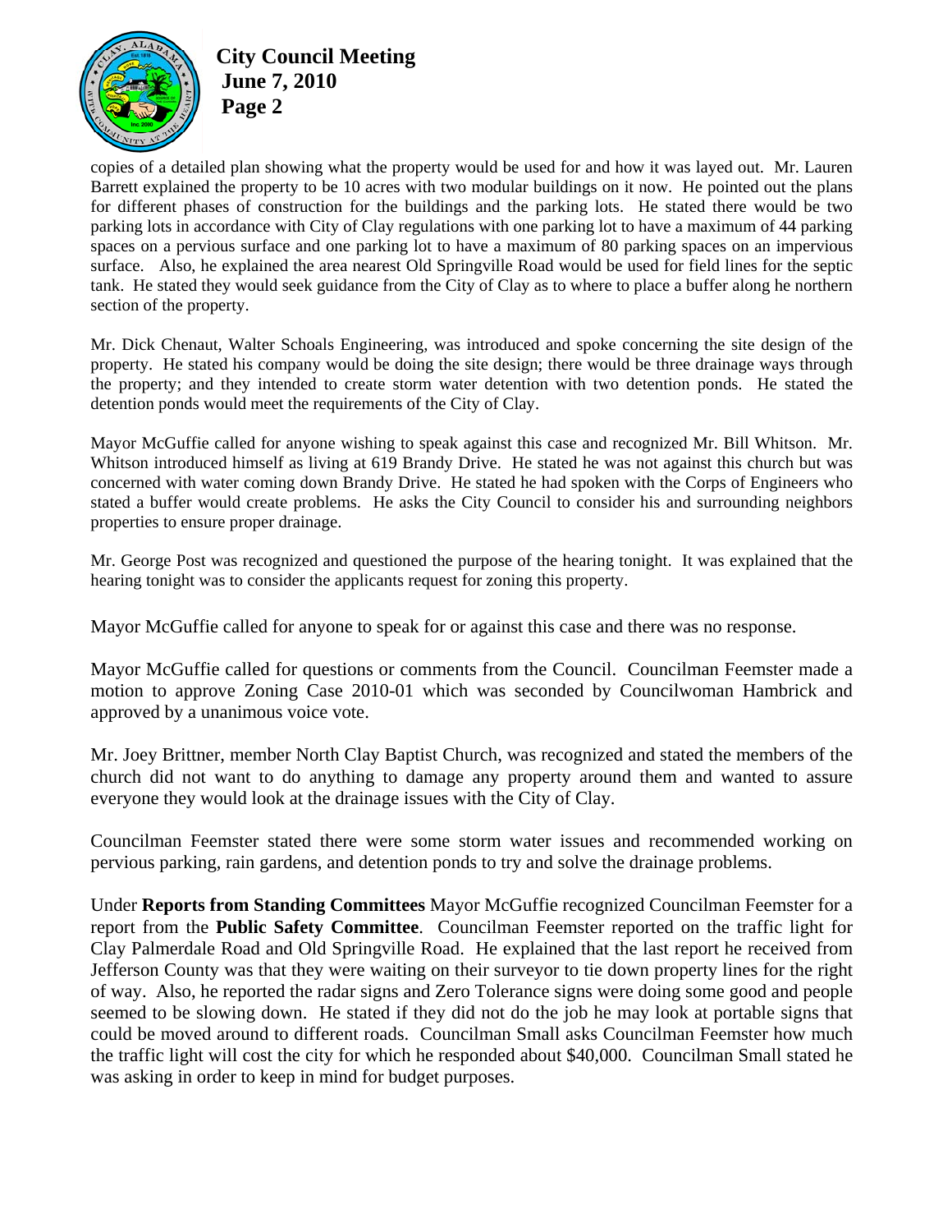copies of a detailed plan showing what the property would be used for and how it was layed out. Mr. Lauren Barrett explained the property to be 10 acres with two modular buildings on it now. He pointed out the plans for different phases of construction for the buildings and the parking lots. He stated there would be two parking lots in accordance with City of Clay regulations with one parking lot to have a maximum of 44 parking spaces on a pervious surface and one parking lot to have a maximum of 80 parking spaces on an impervious surface. Also, he explained the area nearest Old Springville Road would be used for field lines for the septic tank. He stated they would seek guidance from the City of Clay as to where to place a buffer along he northern section of the property.

Mr. Dick Chenaut, Walter Schoals Engineering, was introduced and spoke concerning the site design of the property. He stated his company would be doing the site design; there would be three drainage ways through the property; and they intended to create storm water detention with two detention ponds. He stated the detention ponds would meet the requirements of the City of Clay.

Mayor McGuffie called for anyone wishing to speak against this case and recognized Mr. Bill Whitson. Mr. Whitson introduced himself as living at 619 Brandy Drive. He stated he was not against this church but was concerned with water coming down Brandy Drive. He stated he had spoken with the Corps of Engineers who stated a buffer would create problems. He asks the City Council to consider his and surrounding neighbors properties to ensure proper drainage.

Mr. George Post was recognized and questioned the purpose of the hearing tonight. It was explained that the hearing tonight was to consider the applicants request for zoning this property.

Mayor McGuffie called for anyone to speak for or against this case and there was no response.

Mayor McGuffie called for questions or comments from the Council. Councilman Feemster made a motion to approve Zoning Case 2010-01 which was seconded by Councilwoman Hambrick and approved by a unanimous voice vote.

Mr. Joey Brittner, member North Clay Baptist Church, was recognized and stated the members of the church did not want to do anything to damage any property around them and wanted to assure everyone they would look at the drainage issues with the City of Clay.

Councilman Feemster stated there were some storm water issues and recommended working on pervious parking, rain gardens, and detention ponds to try and solve the drainage problems.

Under **Reports from Standing Committees** Mayor McGuffie recognized Councilman Feemster for a report from the **Public Safety Committee**. Councilman Feemster reported on the traffic light for Clay Palmerdale Road and Old Springville Road. He explained that the last report he received from Jefferson County was that they were waiting on their surveyor to tie down property lines for the right of way. Also, he reported the radar signs and Zero Tolerance signs were doing some good and people seemed to be slowing down. He stated if they did not do the job he may look at portable signs that could be moved around to different roads. Councilman Small asks Councilman Feemster how much the traffic light will cost the city for which he responded about $40,000. Councilman Small stated he was asking in order to keep in mind for budget purposes.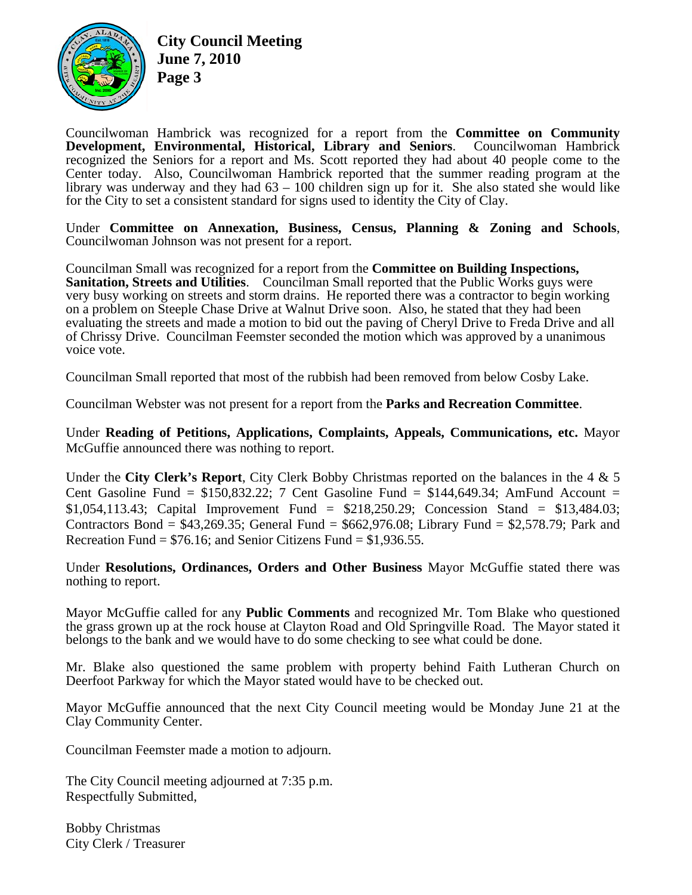Councilwoman Hambrick was recognized for a report from the **Committee on Community Development, Environmental, Historical, Library and Seniors**. Councilwoman Hambrick recognized the Seniors for a report and Ms. Scott reported they had about 40 people come to the Center today. Also, Councilwoman Hambrick reported that the summer reading program at the library was underway and they had 63 – 100 children sign up for it. She also stated she would like for the City to set a consistent standard for signs used to identity the City of Clay.

Under **Committee on Annexation, Business, Census, Planning & Zoning and Schools**, Councilwoman Johnson was not present for a report.

Councilman Small was recognized for a report from the **Committee on Building Inspections, Sanitation, Streets and Utilities**. Councilman Small reported that the Public Works guys were very busy working on streets and storm drains. He reported there was a contractor to begin working on a problem on Steeple Chase Drive at Walnut Drive soon. Also, he stated that they had been evaluating the streets and made a motion to bid out the paving of Cheryl Drive to Freda Drive and all of Chrissy Drive. Councilman Feemster seconded the motion which was approved by a unanimous voice vote.

Councilman Small reported that most of the rubbish had been removed from below Cosby Lake.

Councilman Webster was not present for a report from the **Parks and Recreation Committee**.

Under **Reading of Petitions, Applications, Complaints, Appeals, Communications, etc.** Mayor McGuffie announced there was nothing to report.

Under the **City Clerk's Report**, City Clerk Bobby Christmas reported on the balances in the 4 & 5 Cent Gasoline Fund = $150,832.22; 7 Cent Gasoline Fund = $144,649.34; AmFund Account = $1,054,113.43; Capital Improvement Fund = $218,250.29; Concession Stand = $13,484.03; Contractors Bond = $43,269.35; General Fund = $662,976.08; Library Fund = $2,578.79; Park and Recreation Fund = $76.16; and Senior Citizens Fund = $1,936.55.

Under **Resolutions, Ordinances, Orders and Other Business** Mayor McGuffie stated there was nothing to report.

Mayor McGuffie called for any **Public Comments** and recognized Mr. Tom Blake who questioned the grass grown up at the rock house at Clayton Road and Old Springville Road. The Mayor stated it belongs to the bank and we would have to do some checking to see what could be done.

Mr. Blake also questioned the same problem with property behind Faith Lutheran Church on Deerfoot Parkway for which the Mayor stated would have to be checked out.

Mayor McGuffie announced that the next City Council meeting would be Monday June 21 at the Clay Community Center.

Councilman Feemster made a motion to adjourn.

The City Council meeting adjourned at 7:35 p.m.
Respectfully Submitted,

Bobby Christmas
City Clerk / Treasurer